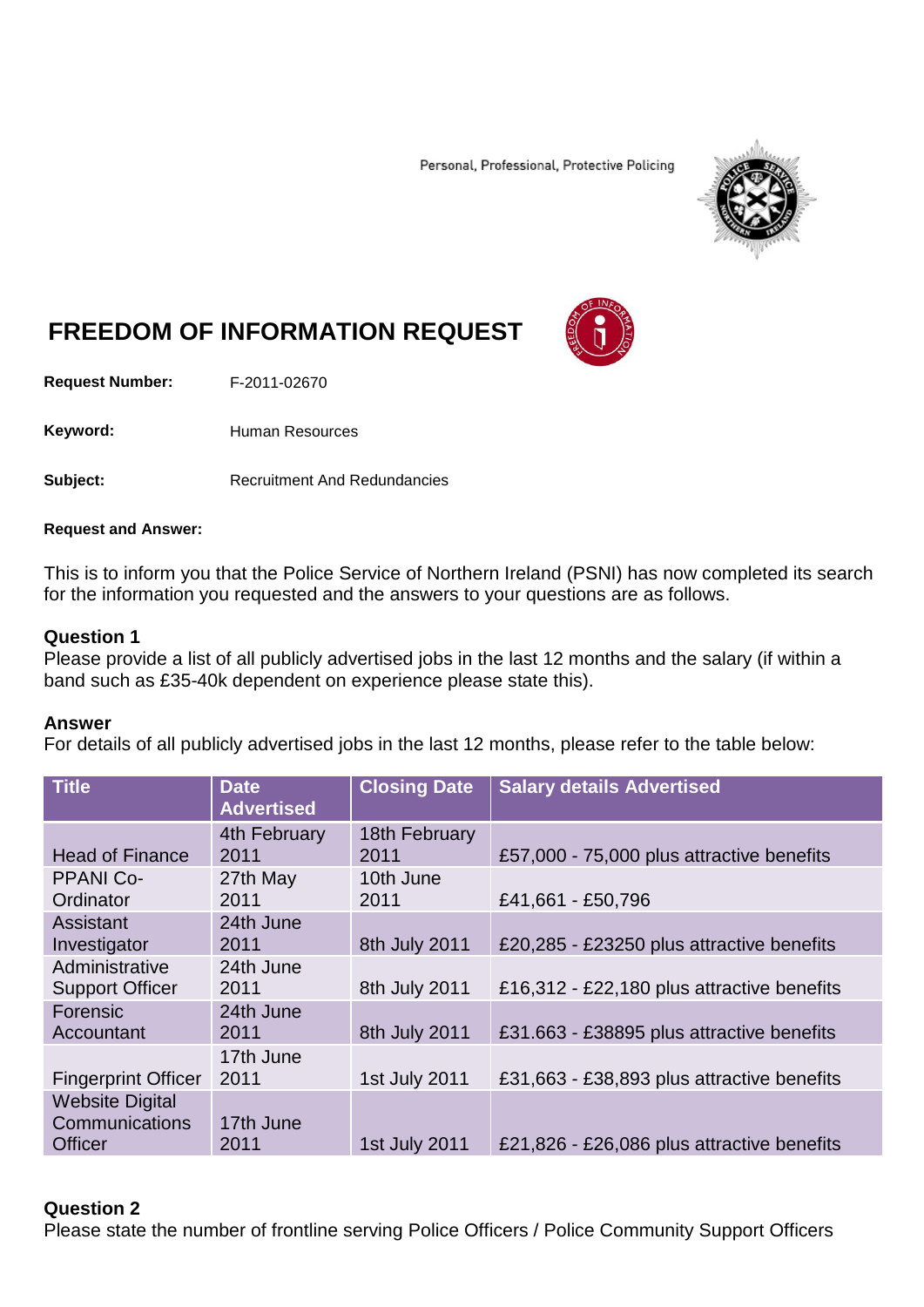Personal, Professional, Protective Policing

# FREEDOM OF INFORMATION REQUEST

**Request Number:** F-2011-02670

**Keyword:** Human Resources

**Subject:** Recruitment And Redundancies

**Request and Answer:**

This is to inform you that the Police Service of Northern Ireland (PSNI) has now completed its search for the information you requested and the answers to your questions are as follows.

**Question 1**
Please provide a list of all publicly advertised jobs in the last 12 months and the salary (if within a band such as £35-40k dependent on experience please state this).

**Answer**
For details of all publicly advertised jobs in the last 12 months, please refer to the table below:

| Title | Date Advertised | Closing Date | Salary details Advertised |
|---|---|---|---|
| Head of Finance | 4th February 2011 | 18th February 2011 | £57,000 - 75,000 plus attractive benefits |
| PPANI Co-Ordinator | 27th May 2011 | 10th June 2011 | £41,661 - £50,796 |
| Assistant Investigator | 24th June 2011 | 8th July 2011 | £20,285 - £23250 plus attractive benefits |
| Administrative Support Officer | 24th June 2011 | 8th July 2011 | £16,312 - £22,180 plus attractive benefits |
| Forensic Accountant | 24th June 2011 | 8th July 2011 | £31.663 - £38895 plus attractive benefits |
| Fingerprint Officer | 17th June 2011 | 1st July 2011 | £31,663 - £38,893 plus attractive benefits |
| Website Digital Communications Officer | 17th June 2011 | 1st July 2011 | £21,826 - £26,086 plus attractive benefits |

**Question 2**
Please state the number of frontline serving Police Officers / Police Community Support Officers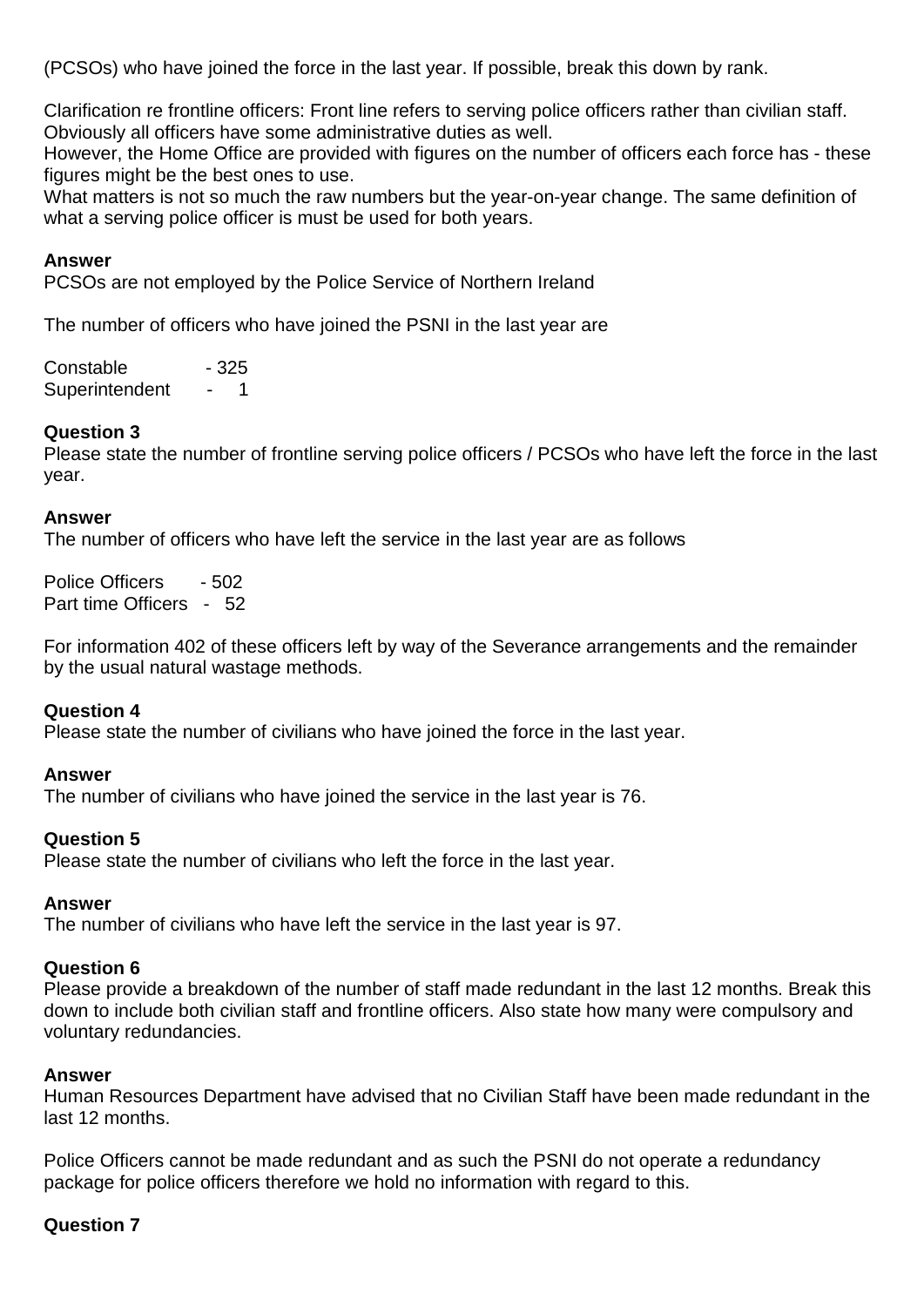(PCSOs) who have joined the force in the last year. If possible, break this down by rank.

Clarification re frontline officers: Front line refers to serving police officers rather than civilian staff. Obviously all officers have some administrative duties as well.
However, the Home Office are provided with figures on the number of officers each force has - these figures might be the best ones to use.
What matters is not so much the raw numbers but the year-on-year change. The same definition of what a serving police officer is must be used for both years.

**Answer**
PCSOs are not employed by the Police Service of Northern Ireland

The number of officers who have joined the PSNI in the last year are

Constable - 325
Superintendent - 1

**Question 3**
Please state the number of frontline serving police officers / PCSOs who have left the force in the last year.

**Answer**
The number of officers who have left the service in the last year are as follows

Police Officers - 502
Part time Officers - 52

For information 402 of these officers left by way of the Severance arrangements and the remainder by the usual natural wastage methods.

**Question 4**
Please state the number of civilians who have joined the force in the last year.

**Answer**
The number of civilians who have joined the service in the last year is 76.

**Question 5**
Please state the number of civilians who left the force in the last year.

**Answer**
The number of civilians who have left the service in the last year is 97.

**Question 6**
Please provide a breakdown of the number of staff made redundant in the last 12 months. Break this down to include both civilian staff and frontline officers. Also state how many were compulsory and voluntary redundancies.

**Answer**
Human Resources Department have advised that no Civilian Staff have been made redundant in the last 12 months.

Police Officers cannot be made redundant and as such the PSNI do not operate a redundancy package for police officers therefore we hold no information with regard to this.

**Question 7**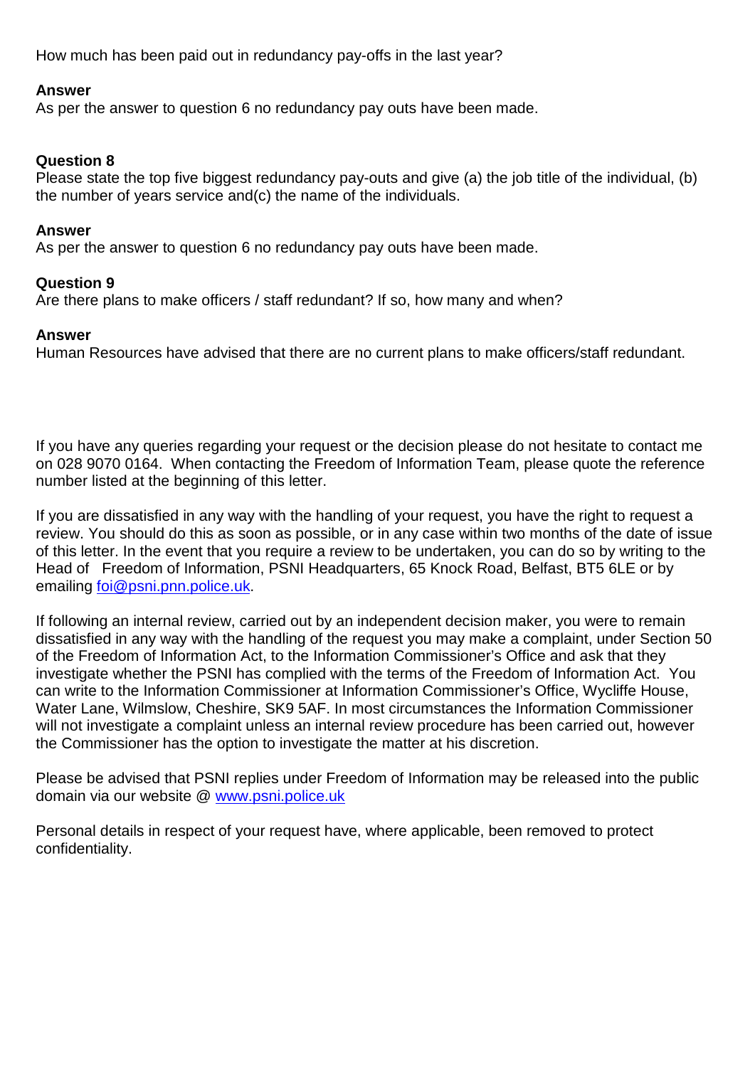How much has been paid out in redundancy pay-offs in the last year?

**Answer**
As per the answer to question 6 no redundancy pay outs have been made.

**Question 8**
Please state the top five biggest redundancy pay-outs and give (a) the job title of the individual, (b) the number of years service and(c) the name of the individuals.

**Answer**
As per the answer to question 6 no redundancy pay outs have been made.

**Question 9**
Are there plans to make officers / staff redundant? If so, how many and when?

**Answer**
Human Resources have advised that there are no current plans to make officers/staff redundant.

If you have any queries regarding your request or the decision please do not hesitate to contact me on 028 9070 0164. When contacting the Freedom of Information Team, please quote the reference number listed at the beginning of this letter.

If you are dissatisfied in any way with the handling of your request, you have the right to request a review. You should do this as soon as possible, or in any case within two months of the date of issue of this letter. In the event that you require a review to be undertaken, you can do so by writing to the Head of Freedom of Information, PSNI Headquarters, 65 Knock Road, Belfast, BT5 6LE or by emailing [foi@psni.pnn.police.uk](mailto:foi@psni.pnn.police.uk).

If following an internal review, carried out by an independent decision maker, you were to remain dissatisfied in any way with the handling of the request you may make a complaint, under Section 50 of the Freedom of Information Act, to the Information Commissioner's Office and ask that they investigate whether the PSNI has complied with the terms of the Freedom of Information Act. You can write to the Information Commissioner at Information Commissioner's Office, Wycliffe House, Water Lane, Wilmslow, Cheshire, SK9 5AF. In most circumstances the Information Commissioner will not investigate a complaint unless an internal review procedure has been carried out, however the Commissioner has the option to investigate the matter at his discretion.

Please be advised that PSNI replies under Freedom of Information may be released into the public domain via our website @ [www.psni.police.uk](http://www.psni.police.uk)

Personal details in respect of your request have, where applicable, been removed to protect confidentiality.